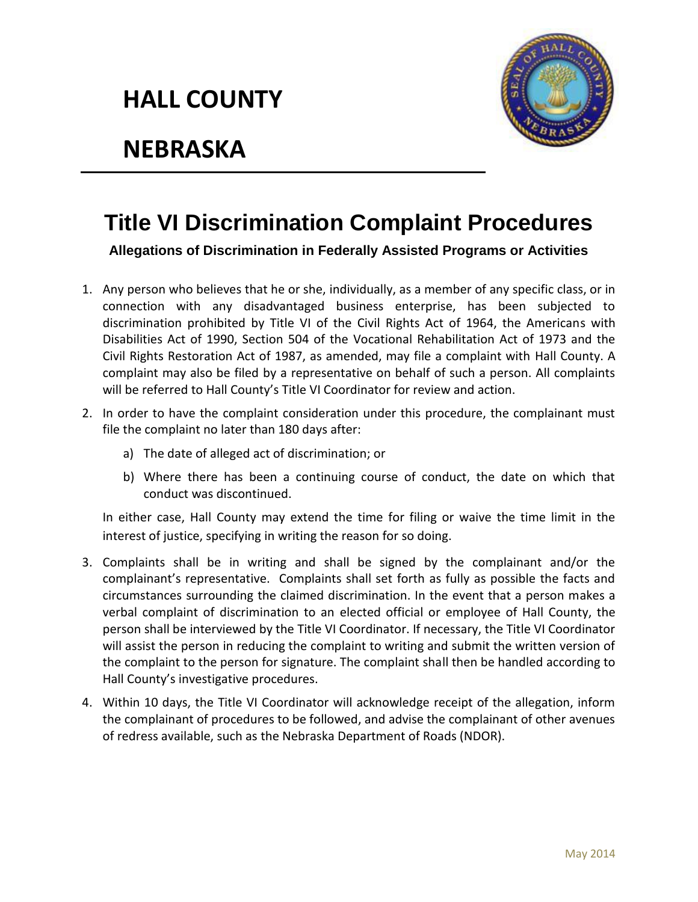# HALL COUNTY

# NEBRASKA

## Title VI Discrimination Complaint Procedures

**Allegations of Discrimination in Federally Assisted Programs or Activities**

1. Any person who believes that he or she, individually, as a member of any specific class, or in connection with any disadvantaged business enterprise, has been subjected to discrimination prohibited by Title VI of the Civil Rights Act of 1964, the Americans with Disabilities Act of 1990, Section 504 of the Vocational Rehabilitation Act of 1973 and the Civil Rights Restoration Act of 1987, as amended, may file a complaint with Hall County. A complaint may also be filed by a representative on behalf of such a person. All complaints will be referred to Hall County's Title VI Coordinator for review and action.

2. In order to have the complaint consideration under this procedure, the complainant must file the complaint no later than 180 days after:

   a) The date of alleged act of discrimination; or

   b) Where there has been a continuing course of conduct, the date on which that conduct was discontinued.

   In either case, Hall County may extend the time for filing or waive the time limit in the interest of justice, specifying in writing the reason for so doing.

3. Complaints shall be in writing and shall be signed by the complainant and/or the complainant's representative. Complaints shall set forth as fully as possible the facts and circumstances surrounding the claimed discrimination. In the event that a person makes a verbal complaint of discrimination to an elected official or employee of Hall County, the person shall be interviewed by the Title VI Coordinator. If necessary, the Title VI Coordinator will assist the person in reducing the complaint to writing and submit the written version of the complaint to the person for signature. The complaint shall then be handled according to Hall County's investigative procedures.

4. Within 10 days, the Title VI Coordinator will acknowledge receipt of the allegation, inform the complainant of procedures to be followed, and advise the complainant of other avenues of redress available, such as the Nebraska Department of Roads (NDOR).

May 2014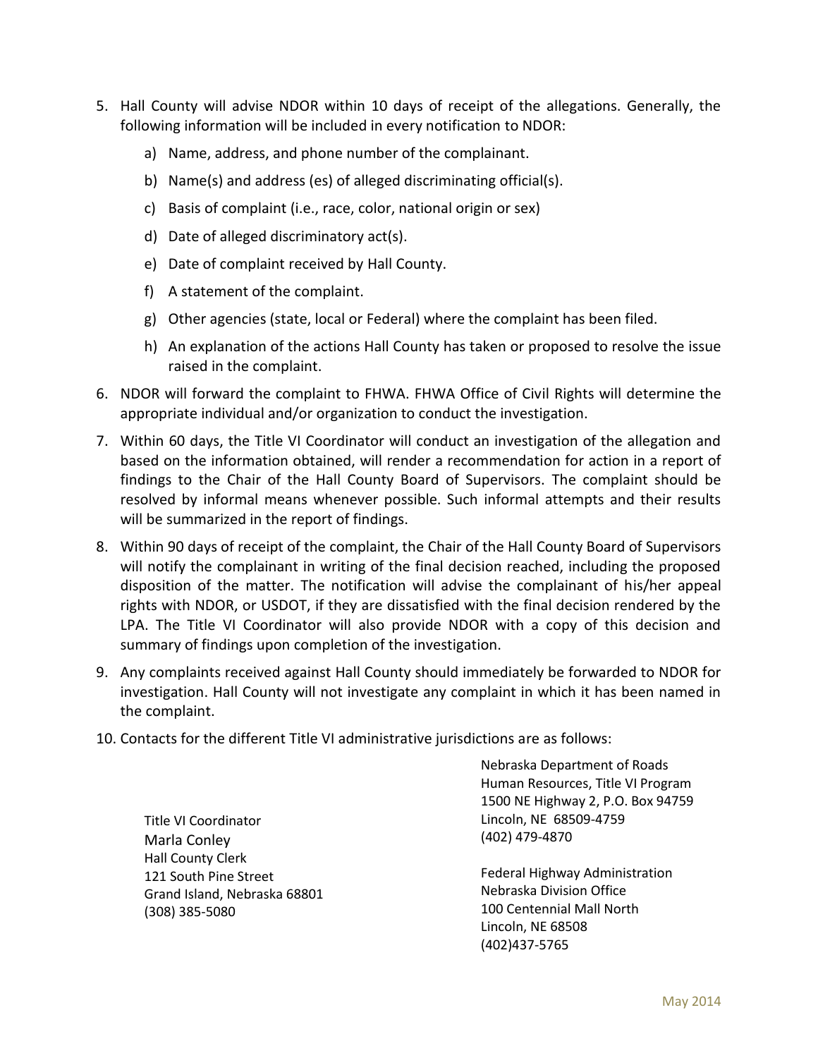5. Hall County will advise NDOR within 10 days of receipt of the allegations. Generally, the following information will be included in every notification to NDOR:
    a) Name, address, and phone number of the complainant.
    b) Name(s) and address (es) of alleged discriminating official(s).
    c) Basis of complaint (i.e., race, color, national origin or sex)
    d) Date of alleged discriminatory act(s).
    e) Date of complaint received by Hall County.
    f) A statement of the complaint.
    g) Other agencies (state, local or Federal) where the complaint has been filed.
    h) An explanation of the actions Hall County has taken or proposed to resolve the issue raised in the complaint.
6. NDOR will forward the complaint to FHWA. FHWA Office of Civil Rights will determine the appropriate individual and/or organization to conduct the investigation.
7. Within 60 days, the Title VI Coordinator will conduct an investigation of the allegation and based on the information obtained, will render a recommendation for action in a report of findings to the Chair of the Hall County Board of Supervisors. The complaint should be resolved by informal means whenever possible. Such informal attempts and their results will be summarized in the report of findings.
8. Within 90 days of receipt of the complaint, the Chair of the Hall County Board of Supervisors will notify the complainant in writing of the final decision reached, including the proposed disposition of the matter. The notification will advise the complainant of his/her appeal rights with NDOR, or USDOT, if they are dissatisfied with the final decision rendered by the LPA. The Title VI Coordinator will also provide NDOR with a copy of this decision and summary of findings upon completion of the investigation.
9. Any complaints received against Hall County should immediately be forwarded to NDOR for investigation. Hall County will not investigate any complaint in which it has been named in the complaint.
10. Contacts for the different Title VI administrative jurisdictions are as follows:

Title VI Coordinator
Marla Conley
Hall County Clerk
121 South Pine Street
Grand Island, Nebraska 68801
(308) 385-5080

Nebraska Department of Roads
Human Resources, Title VI Program
1500 NE Highway 2, P.O. Box 94759
Lincoln, NE 68509-4759
(402) 479-4870

Federal Highway Administration
Nebraska Division Office
100 Centennial Mall North
Lincoln, NE 68508
(402)437-5765

May 2014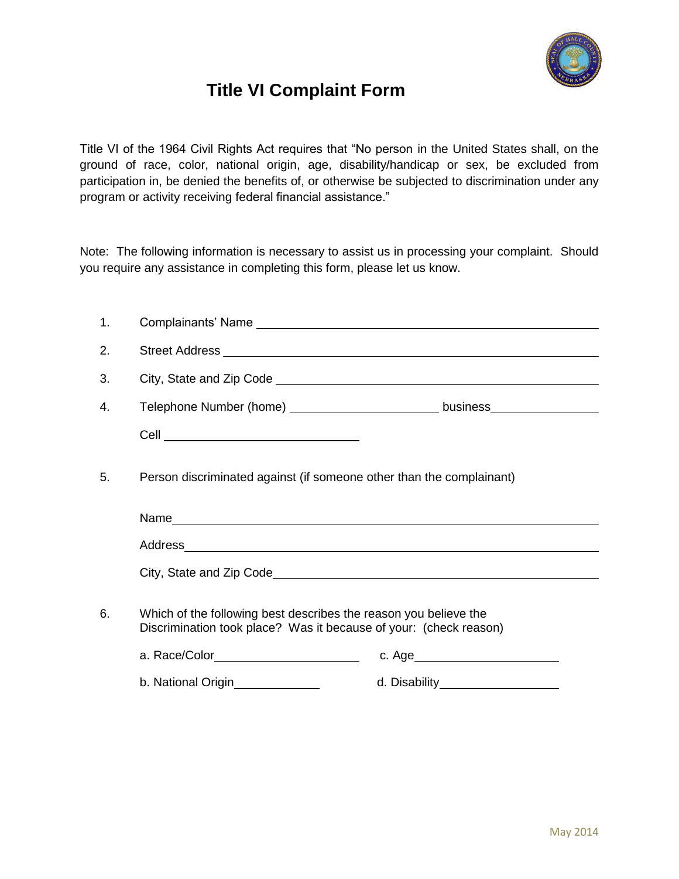# Title VI Complaint Form

Title VI of the 1964 Civil Rights Act requires that "No person in the United States shall, on the ground of race, color, national origin, age, disability/handicap or sex, be excluded from participation in, be denied the benefits of, or otherwise be subjected to discrimination under any program or activity receiving federal financial assistance."

Note: The following information is necessary to assist us in processing your complaint. Should you require any assistance in completing this form, please let us know.

1. Complainants' Name ____________________________________________

2. Street Address ____________________________________________

3. City, State and Zip Code ____________________________________________

4. Telephone Number (home) ____________________ business ______________

   Cell ____________________________

5. Person discriminated against (if someone other than the complainant)

   Name ____________________________________________

   Address ____________________________________________

   City, State and Zip Code ____________________________________________

6. Which of the following best describes the reason you believe the Discrimination took place? Was it because of your: (check reason)

   a. Race/Color ____________________ c. Age ____________________

   b. National Origin ____________ d. Disability ________________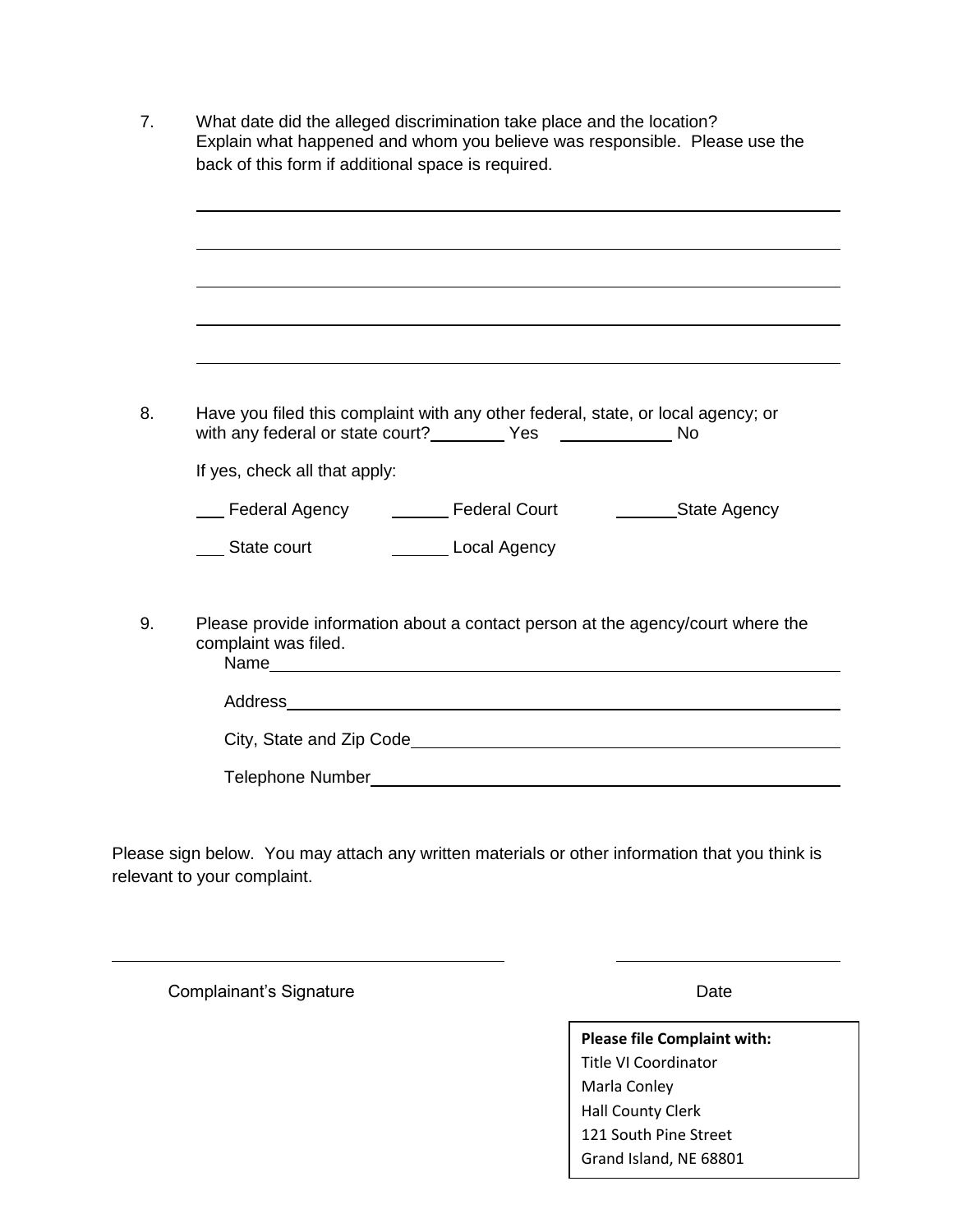7. What date did the alleged discrimination take place and the location? Explain what happened and whom you believe was responsible. Please use the back of this form if additional space is required.

\_\_\_\_\_\_\_\_\_\_\_\_\_\_\_\_\_\_\_\_\_\_\_\_\_\_\_\_\_\_\_\_\_\_\_\_\_\_\_\_\_\_\_\_\_\_\_\_\_\_\_\_\_\_\_\_\_\_\_\_

\_\_\_\_\_\_\_\_\_\_\_\_\_\_\_\_\_\_\_\_\_\_\_\_\_\_\_\_\_\_\_\_\_\_\_\_\_\_\_\_\_\_\_\_\_\_\_\_\_\_\_\_\_\_\_\_\_\_\_\_

\_\_\_\_\_\_\_\_\_\_\_\_\_\_\_\_\_\_\_\_\_\_\_\_\_\_\_\_\_\_\_\_\_\_\_\_\_\_\_\_\_\_\_\_\_\_\_\_\_\_\_\_\_\_\_\_\_\_\_\_

\_\_\_\_\_\_\_\_\_\_\_\_\_\_\_\_\_\_\_\_\_\_\_\_\_\_\_\_\_\_\_\_\_\_\_\_\_\_\_\_\_\_\_\_\_\_\_\_\_\_\_\_\_\_\_\_\_\_\_\_

\_\_\_\_\_\_\_\_\_\_\_\_\_\_\_\_\_\_\_\_\_\_\_\_\_\_\_\_\_\_\_\_\_\_\_\_\_\_\_\_\_\_\_\_\_\_\_\_\_\_\_\_\_\_\_\_\_\_\_\_

8. Have you filed this complaint with any other federal, state, or local agency; or with any federal or state court? \_\_\_\_\_\_\_\_ Yes \_\_\_\_\_\_\_\_\_\_\_\_ No

   If yes, check all that apply:

   \_\_\_ Federal Agency &nbsp;&nbsp;&nbsp; \_\_\_\_\_\_ Federal Court &nbsp;&nbsp;&nbsp; \_\_\_\_\_\_ State Agency

   \_\_\_ State court &nbsp;&nbsp;&nbsp; \_\_\_\_\_\_ Local Agency

9. Please provide information about a contact person at the agency/court where the complaint was filed.

   Name\_\_\_\_\_\_\_\_\_\_\_\_\_\_\_\_\_\_\_\_\_\_\_\_\_\_\_\_\_\_\_\_\_\_\_\_\_\_\_\_\_\_\_\_\_\_\_\_\_\_\_\_

   Address\_\_\_\_\_\_\_\_\_\_\_\_\_\_\_\_\_\_\_\_\_\_\_\_\_\_\_\_\_\_\_\_\_\_\_\_\_\_\_\_\_\_\_\_\_\_\_\_\_\_

   City, State and Zip Code\_\_\_\_\_\_\_\_\_\_\_\_\_\_\_\_\_\_\_\_\_\_\_\_\_\_\_\_\_\_\_\_\_\_\_\_\_\_

   Telephone Number\_\_\_\_\_\_\_\_\_\_\_\_\_\_\_\_\_\_\_\_\_\_\_\_\_\_\_\_\_\_\_\_\_\_\_\_\_\_\_\_\_\_\_

Please sign below. You may attach any written materials or other information that you think is relevant to your complaint.

\_\_\_\_\_\_\_\_\_\_\_\_\_\_\_\_\_\_\_\_\_\_\_\_\_\_\_\_\_\_\_\_\_\_\_\_\_\_ &nbsp;&nbsp;&nbsp;&nbsp; \_\_\_\_\_\_\_\_\_\_\_\_\_\_\_\_\_\_\_\_\_\_

Complainant's Signature &nbsp;&nbsp;&nbsp;&nbsp; Date

**Please file Complaint with:**
Title VI Coordinator
Marla Conley
Hall County Clerk
121 South Pine Street
Grand Island, NE 68801